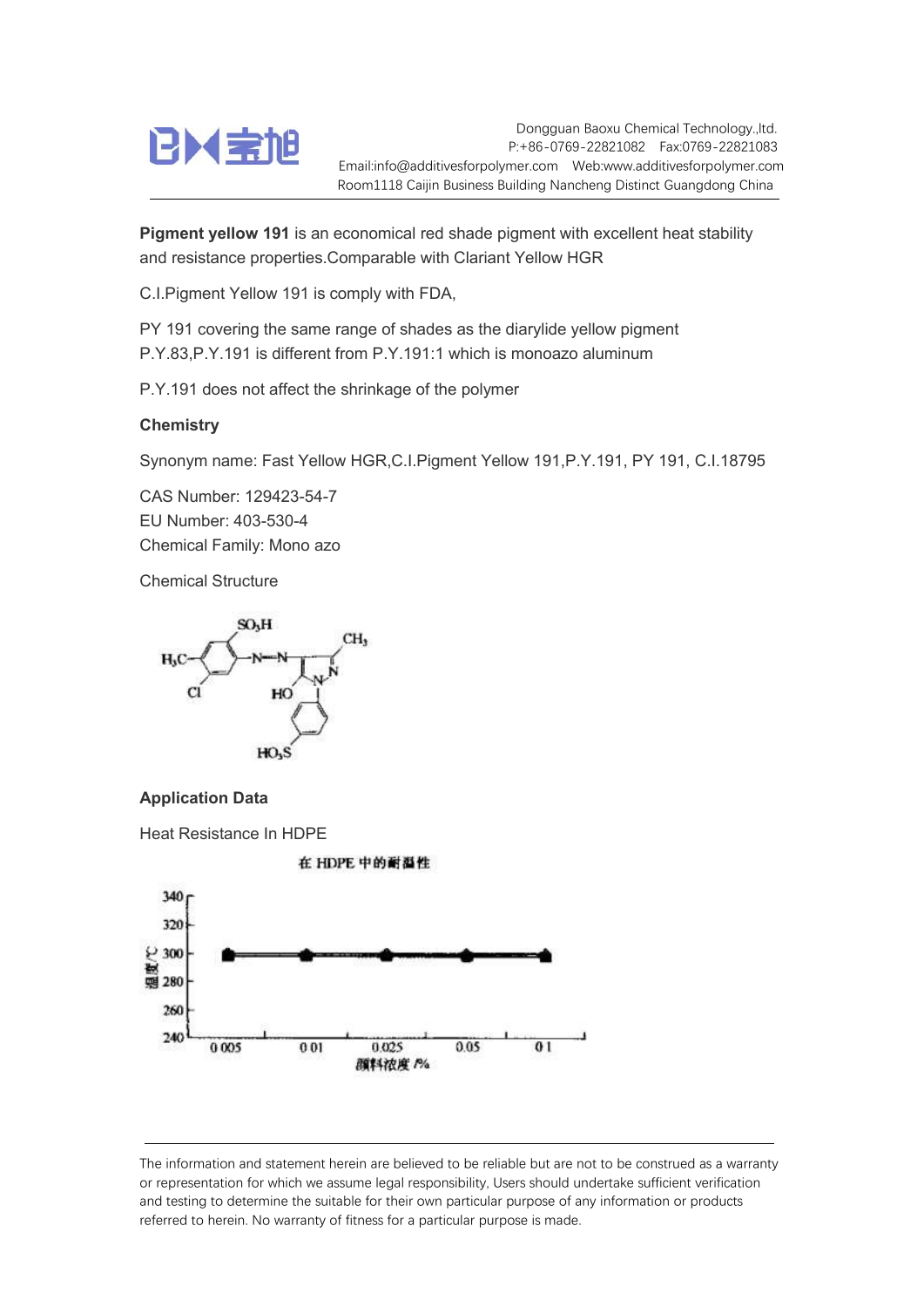**Pigment yellow 191** is an economical red shade pigment with excellent heat stability and resistance properties.Comparable with Clariant Yellow HGR

C.I.Pigment Yellow 191 is comply with FDA,

PY 191 covering the same range of shades as the diarylide yellow pigment P.Y.83,P.Y.191 is different from P.Y.191:1 which is monoazo aluminum

P.Y.191 does not affect the shrinkage of the polymer

### Chemistry

Synonym name: Fast Yellow HGR,C.I.Pigment Yellow 191,P.Y.191, PY 191, C.I.18795

CAS Number: 129423-54-7
EU Number: 403-530-4
Chemical Family: Mono azo

Chemical Structure

### Application Data

Heat Resistance In HDPE

在 HDPE 中的耐温性

| 颜料浓度 /% | 0.005 | 0.01 | 0.025 | 0.05 | 0.1 |
|---|---|---|---|---|---|
| 温度/℃ | 300 | 300 | 300 | 300 | 300 |

---

The information and statement herein are believed to be reliable but are not to be construed as a warranty or representation for which we assume legal responsibility, Users should undertake sufficient verification and testing to determine the suitable for their own particular purpose of any information or products referred to herein. No warranty of fitness for a particular purpose is made.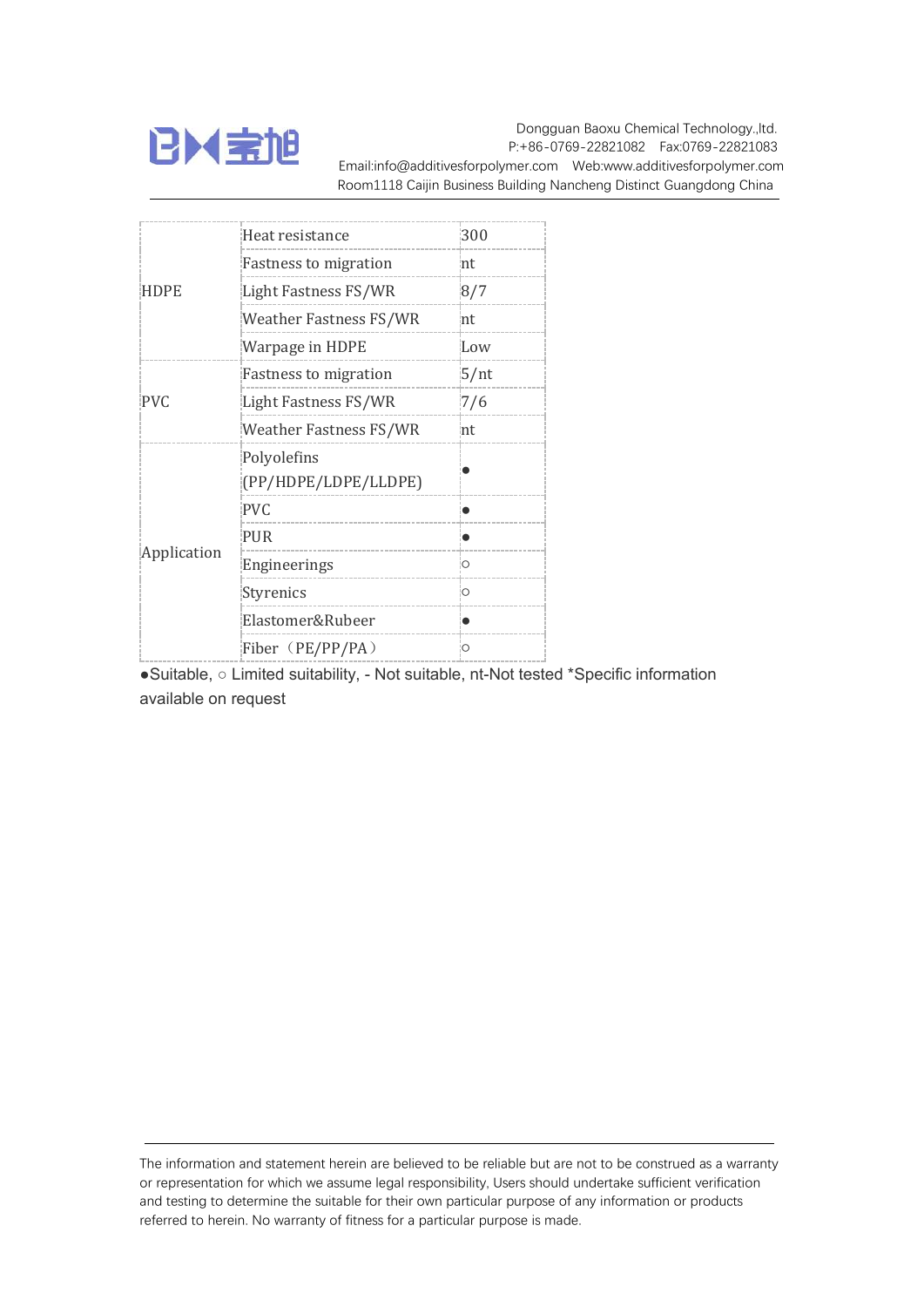| | | |
|---|---|---|
| HDPE | Heat resistance | 300 |
| | Fastness to migration | nt |
| | Light Fastness FS/WR | 8/7 |
| | Weather Fastness FS/WR | nt |
| | Warpage in HDPE | Low |
| PVC | Fastness to migration | 5/nt |
| | Light Fastness FS/WR | 7/6 |
| | Weather Fastness FS/WR | nt |
| Application | Polyolefins (PP/HDPE/LDPE/LLDPE) | ● |
| | PVC | ● |
| | PUR | ● |
| | Engineerings | ○ |
| | Styrenics | ○ |
| | Elastomer&Rubeer | ● |
| | Fiber（PE/PP/PA） | ○ |

●Suitable, ○ Limited suitability, - Not suitable, nt-Not tested *Specific information available on request

The information and statement herein are believed to be reliable but are not to be construed as a warranty or representation for which we assume legal responsibility, Users should undertake sufficient verification and testing to determine the suitable for their own particular purpose of any information or products referred to herein. No warranty of fitness for a particular purpose is made.